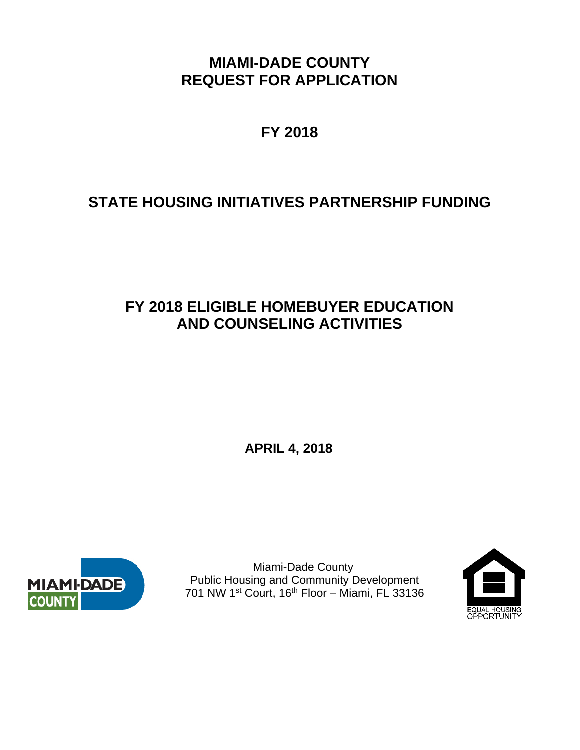# MIAMI-DADE COUNTY
# REQUEST FOR APPLICATION

## FY 2018

## STATE HOUSING INITIATIVES PARTNERSHIP FUNDING

## FY 2018 ELIGIBLE HOMEBUYER EDUCATION AND COUNSELING ACTIVITIES

**APRIL 4, 2018**

Miami-Dade County
Public Housing and Community Development
701 NW 1st Court, 16th Floor – Miami, FL 33136

EQUAL HOUSING OPPORTUNITY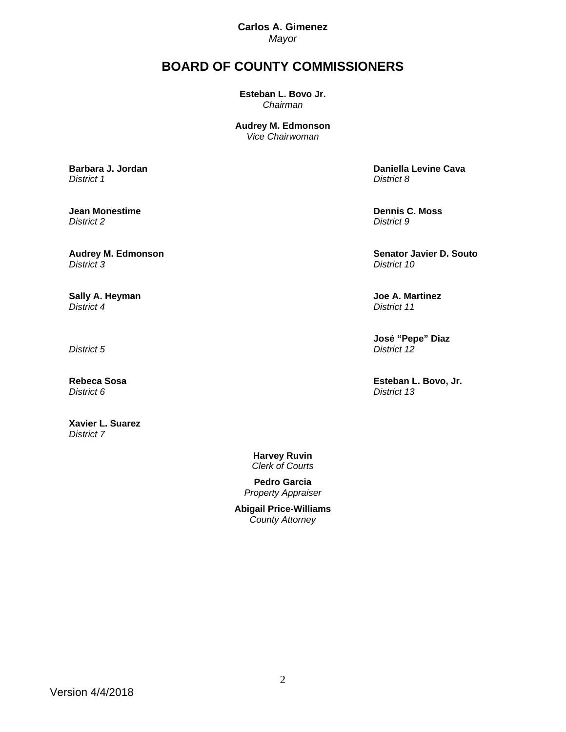**Carlos A. Gimenez**
*Mayor*

# BOARD OF COUNTY COMMISSIONERS

**Esteban L. Bovo Jr.**
*Chairman*

**Audrey M. Edmonson**
*Vice Chairwoman*

**Barbara J. Jordan**
*District 1*

**Jean Monestime**
*District 2*

**Audrey M. Edmonson**
*District 3*

**Sally A. Heyman**
*District 4*

*District 5*

**Rebeca Sosa**
*District 6*

**Xavier L. Suarez**
*District 7*

**Daniella Levine Cava**
*District 8*

**Dennis C. Moss**
*District 9*

**Senator Javier D. Souto**
*District 10*

**Joe A. Martinez**
*District 11*

**José "Pepe" Diaz**
*District 12*

**Esteban L. Bovo, Jr.**
*District 13*

**Harvey Ruvin**
*Clerk of Courts*

**Pedro Garcia**
*Property Appraiser*

**Abigail Price-Williams**
*County Attorney*

Version 4/4/2018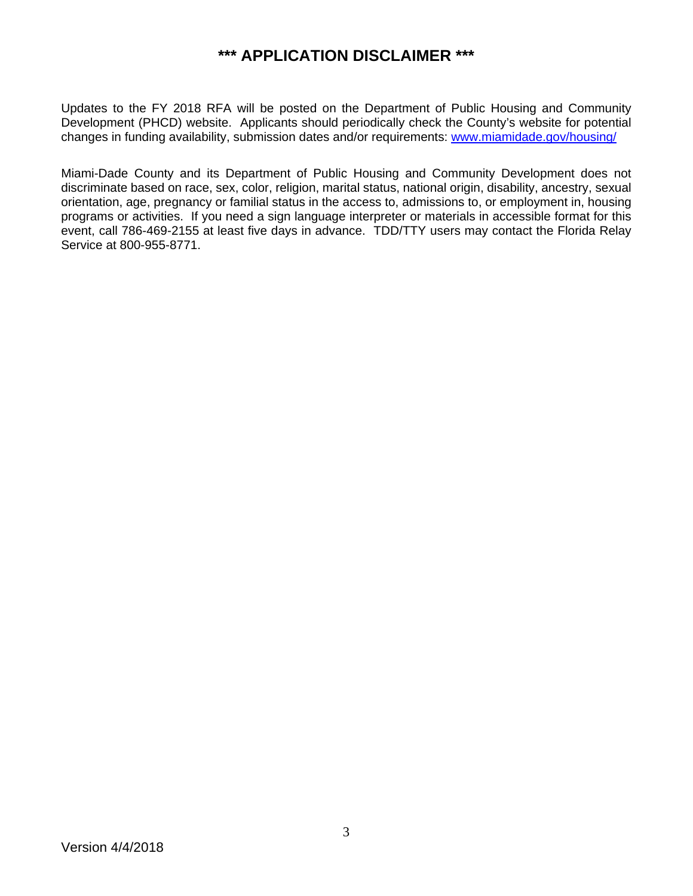# *** APPLICATION DISCLAIMER ***

Updates to the FY 2018 RFA will be posted on the Department of Public Housing and Community Development (PHCD) website. Applicants should periodically check the County's website for potential changes in funding availability, submission dates and/or requirements: [www.miamidade.gov/housing/](www.miamidade.gov/housing/)

Miami-Dade County and its Department of Public Housing and Community Development does not discriminate based on race, sex, color, religion, marital status, national origin, disability, ancestry, sexual orientation, age, pregnancy or familial status in the access to, admissions to, or employment in, housing programs or activities. If you need a sign language interpreter or materials in accessible format for this event, call 786-469-2155 at least five days in advance. TDD/TTY users may contact the Florida Relay Service at 800-955-8771.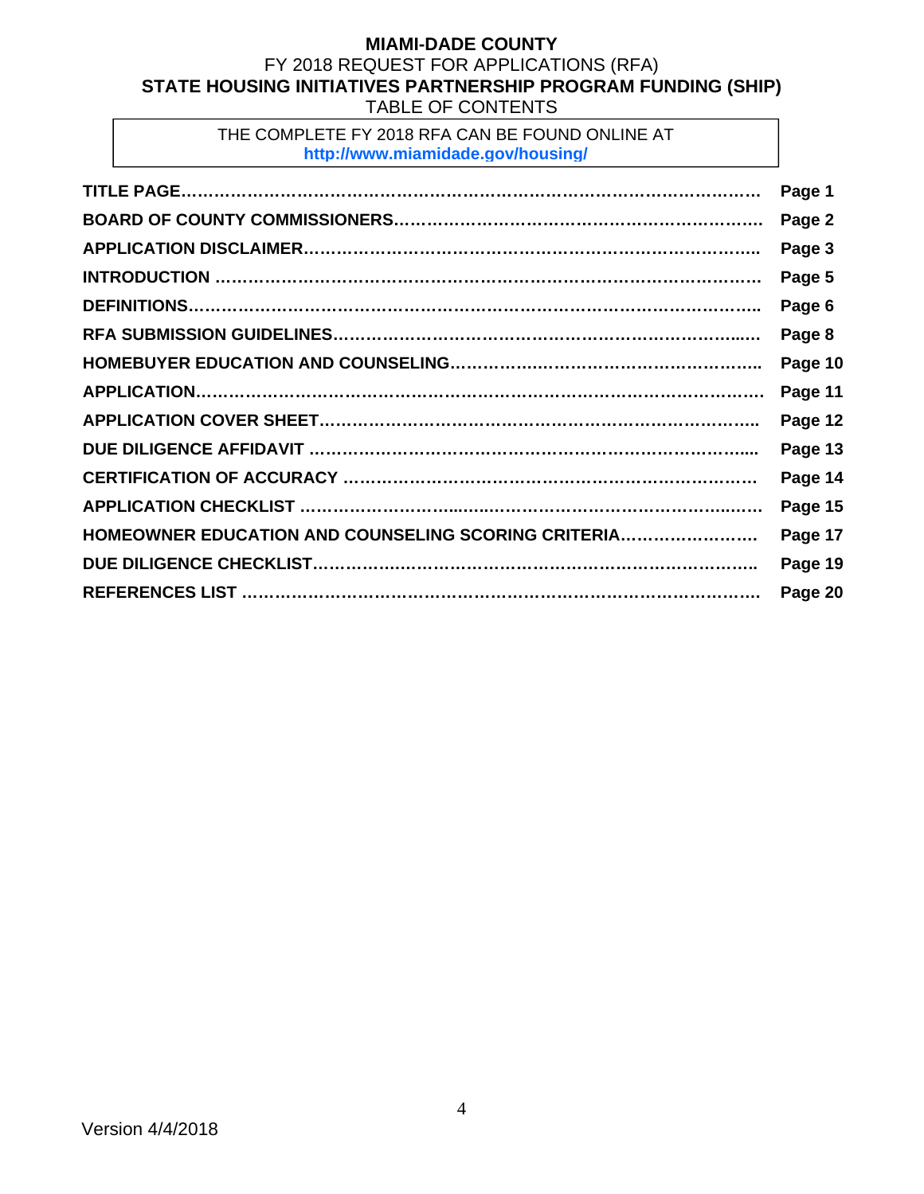**MIAMI-DADE COUNTY**

FY 2018 REQUEST FOR APPLICATIONS (RFA)

**STATE HOUSING INITIATIVES PARTNERSHIP PROGRAM FUNDING (SHIP)**

TABLE OF CONTENTS

THE COMPLETE FY 2018 RFA CAN BE FOUND ONLINE AT
**http://www.miamidade.gov/housing/**

| Section | Page |
| --- | --- |
| **TITLE PAGE** | **Page 1** |
| **BOARD OF COUNTY COMMISSIONERS** | **Page 2** |
| **APPLICATION DISCLAIMER** | **Page 3** |
| **INTRODUCTION** | **Page 5** |
| **DEFINITIONS** | **Page 6** |
| **RFA SUBMISSION GUIDELINES** | **Page 8** |
| **HOMEBUYER EDUCATION AND COUNSELING** | **Page 10** |
| **APPLICATION** | **Page 11** |
| **APPLICATION COVER SHEET** | **Page 12** |
| **DUE DILIGENCE AFFIDAVIT** | **Page 13** |
| **CERTIFICATION OF ACCURACY** | **Page 14** |
| **APPLICATION CHECKLIST** | **Page 15** |
| **HOMEOWNER EDUCATION AND COUNSELING SCORING CRITERIA** | **Page 17** |
| **DUE DILIGENCE CHECKLIST** | **Page 19** |
| **REFERENCES LIST** | **Page 20** |

Version 4/4/2018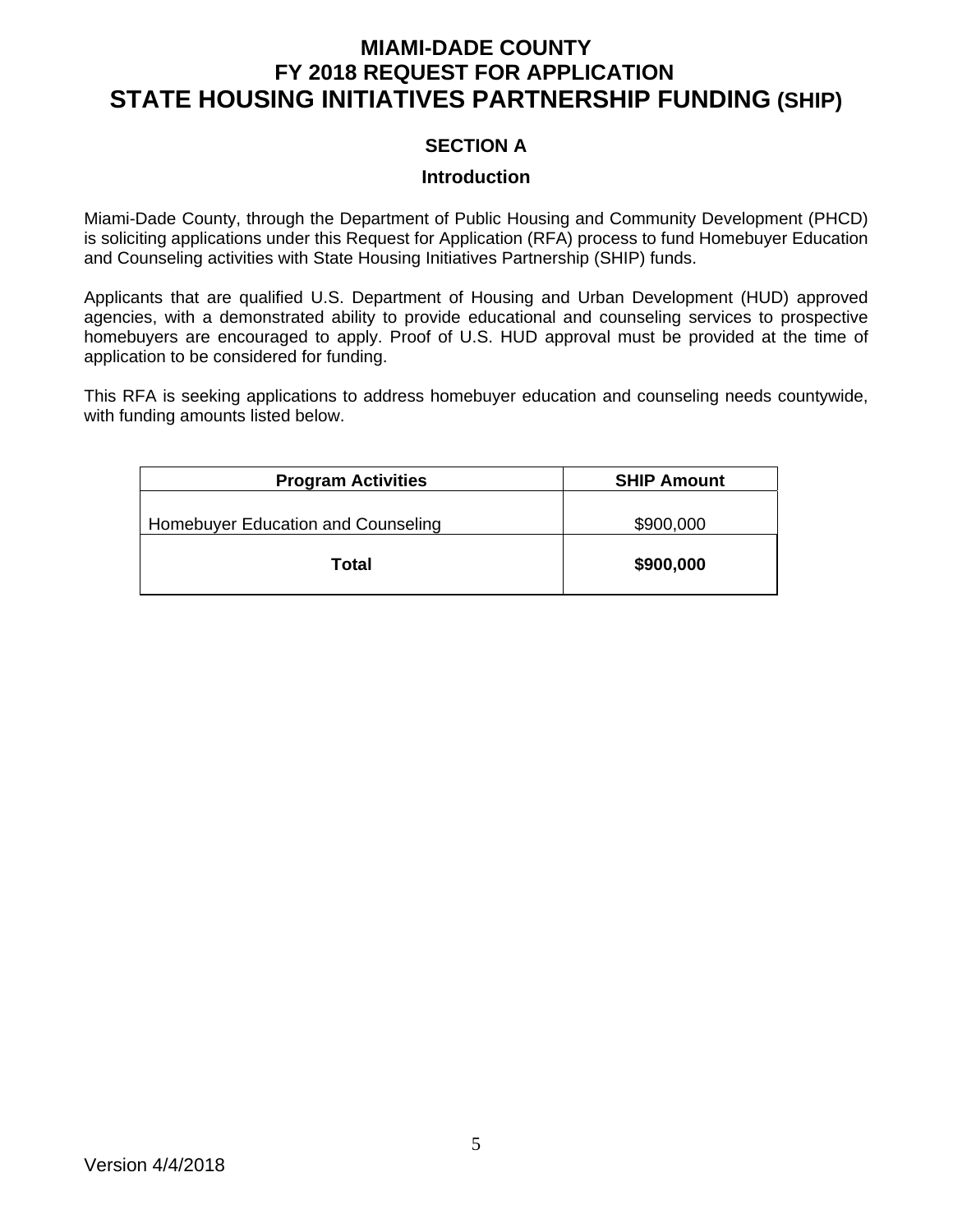# MIAMI-DADE COUNTY
# FY 2018 REQUEST FOR APPLICATION
# STATE HOUSING INITIATIVES PARTNERSHIP FUNDING (SHIP)

## SECTION A

### Introduction

Miami-Dade County, through the Department of Public Housing and Community Development (PHCD) is soliciting applications under this Request for Application (RFA) process to fund Homebuyer Education and Counseling activities with State Housing Initiatives Partnership (SHIP) funds.

Applicants that are qualified U.S. Department of Housing and Urban Development (HUD) approved agencies, with a demonstrated ability to provide educational and counseling services to prospective homebuyers are encouraged to apply. Proof of U.S. HUD approval must be provided at the time of application to be considered for funding.

This RFA is seeking applications to address homebuyer education and counseling needs countywide, with funding amounts listed below.

| Program Activities | SHIP Amount |
| --- | --- |
| Homebuyer Education and Counseling | $900,000 |
| **Total** | **$900,000** |

Version 4/4/2018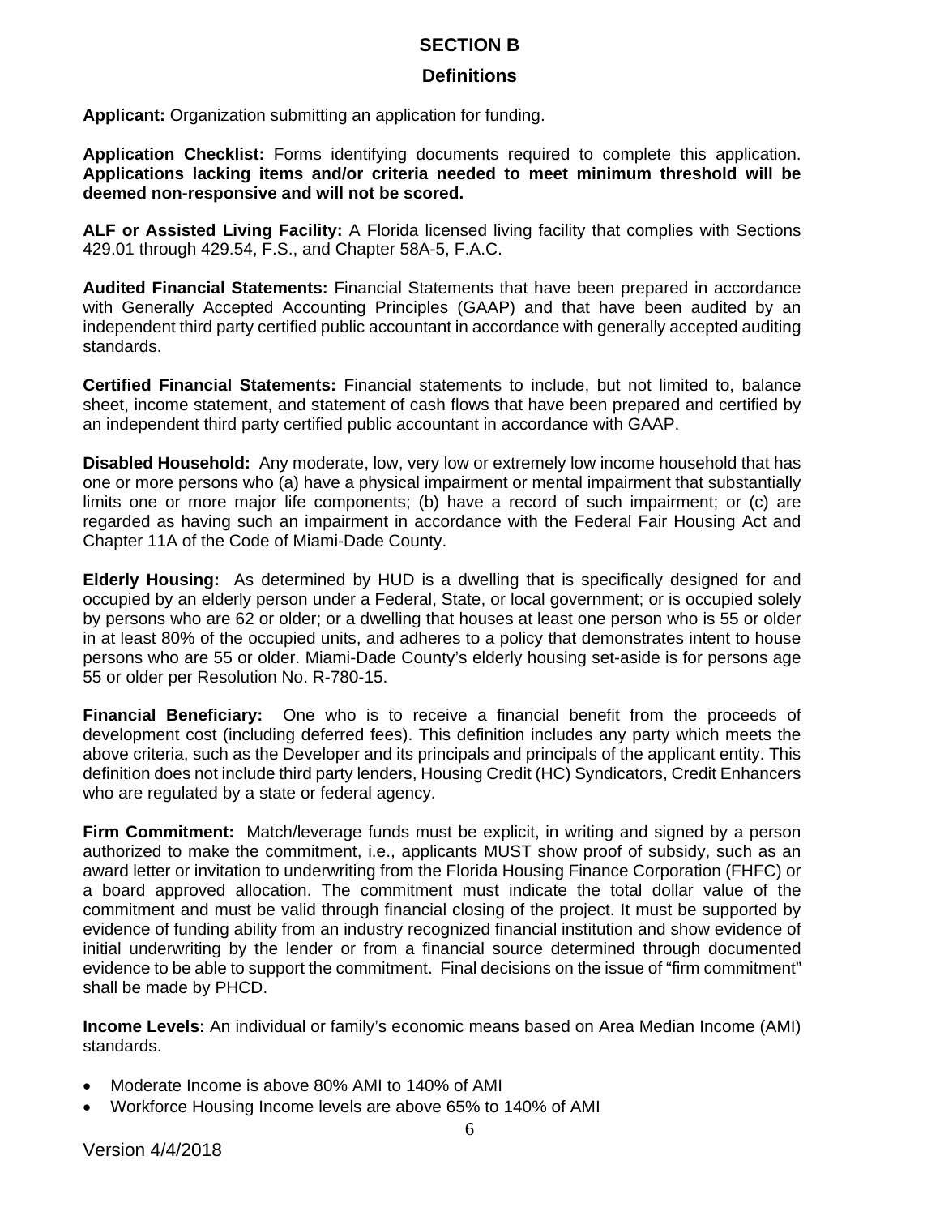## SECTION B

### Definitions

**Applicant:** Organization submitting an application for funding.

**Application Checklist:** Forms identifying documents required to complete this application. **Applications lacking items and/or criteria needed to meet minimum threshold will be deemed non-responsive and will not be scored.**

**ALF or Assisted Living Facility:** A Florida licensed living facility that complies with Sections 429.01 through 429.54, F.S., and Chapter 58A-5, F.A.C.

**Audited Financial Statements:** Financial Statements that have been prepared in accordance with Generally Accepted Accounting Principles (GAAP) and that have been audited by an independent third party certified public accountant in accordance with generally accepted auditing standards.

**Certified Financial Statements:** Financial statements to include, but not limited to, balance sheet, income statement, and statement of cash flows that have been prepared and certified by an independent third party certified public accountant in accordance with GAAP.

**Disabled Household:** Any moderate, low, very low or extremely low income household that has one or more persons who (a) have a physical impairment or mental impairment that substantially limits one or more major life components; (b) have a record of such impairment; or (c) are regarded as having such an impairment in accordance with the Federal Fair Housing Act and Chapter 11A of the Code of Miami-Dade County.

**Elderly Housing:** As determined by HUD is a dwelling that is specifically designed for and occupied by an elderly person under a Federal, State, or local government; or is occupied solely by persons who are 62 or older; or a dwelling that houses at least one person who is 55 or older in at least 80% of the occupied units, and adheres to a policy that demonstrates intent to house persons who are 55 or older. Miami-Dade County's elderly housing set-aside is for persons age 55 or older per Resolution No. R-780-15.

**Financial Beneficiary:** One who is to receive a financial benefit from the proceeds of development cost (including deferred fees). This definition includes any party which meets the above criteria, such as the Developer and its principals and principals of the applicant entity. This definition does not include third party lenders, Housing Credit (HC) Syndicators, Credit Enhancers who are regulated by a state or federal agency.

**Firm Commitment:** Match/leverage funds must be explicit, in writing and signed by a person authorized to make the commitment, i.e., applicants MUST show proof of subsidy, such as an award letter or invitation to underwriting from the Florida Housing Finance Corporation (FHFC) or a board approved allocation. The commitment must indicate the total dollar value of the commitment and must be valid through financial closing of the project. It must be supported by evidence of funding ability from an industry recognized financial institution and show evidence of initial underwriting by the lender or from a financial source determined through documented evidence to be able to support the commitment. Final decisions on the issue of "firm commitment" shall be made by PHCD.

**Income Levels:** An individual or family's economic means based on Area Median Income (AMI) standards.

- Moderate Income is above 80% AMI to 140% of AMI
- Workforce Housing Income levels are above 65% to 140% of AMI

Version 4/4/2018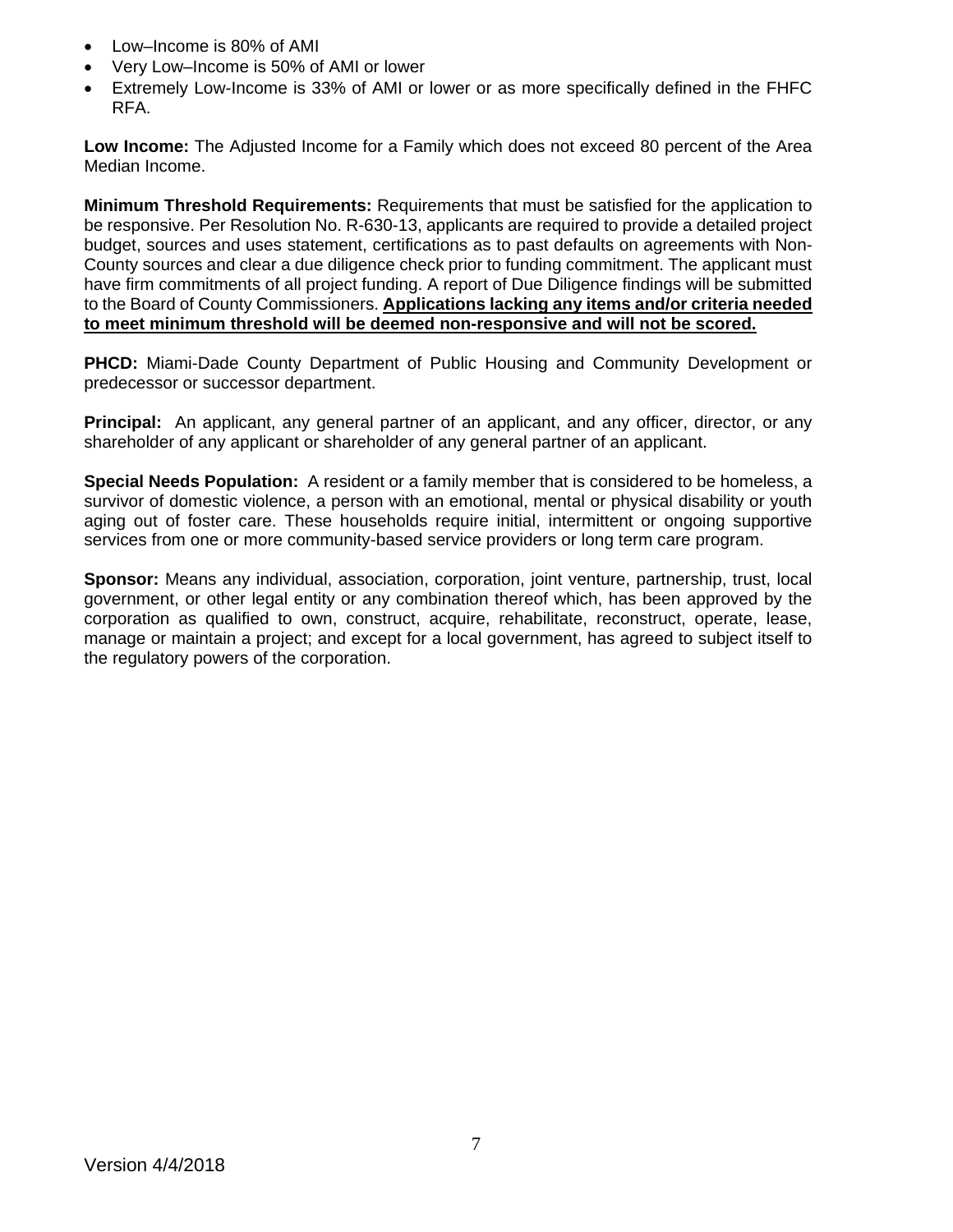- Low–Income is 80% of AMI
- Very Low–Income is 50% of AMI or lower
- Extremely Low-Income is 33% of AMI or lower or as more specifically defined in the FHFC RFA.

**Low Income:** The Adjusted Income for a Family which does not exceed 80 percent of the Area Median Income.

**Minimum Threshold Requirements:** Requirements that must be satisfied for the application to be responsive. Per Resolution No. R-630-13, applicants are required to provide a detailed project budget, sources and uses statement, certifications as to past defaults on agreements with Non-County sources and clear a due diligence check prior to funding commitment. The applicant must have firm commitments of all project funding. A report of Due Diligence findings will be submitted to the Board of County Commissioners. **Applications lacking any items and/or criteria needed to meet minimum threshold will be deemed non-responsive and will not be scored.**

**PHCD:** Miami-Dade County Department of Public Housing and Community Development or predecessor or successor department.

**Principal:** An applicant, any general partner of an applicant, and any officer, director, or any shareholder of any applicant or shareholder of any general partner of an applicant.

**Special Needs Population:** A resident or a family member that is considered to be homeless, a survivor of domestic violence, a person with an emotional, mental or physical disability or youth aging out of foster care. These households require initial, intermittent or ongoing supportive services from one or more community-based service providers or long term care program.

**Sponsor:** Means any individual, association, corporation, joint venture, partnership, trust, local government, or other legal entity or any combination thereof which, has been approved by the corporation as qualified to own, construct, acquire, rehabilitate, reconstruct, operate, lease, manage or maintain a project; and except for a local government, has agreed to subject itself to the regulatory powers of the corporation.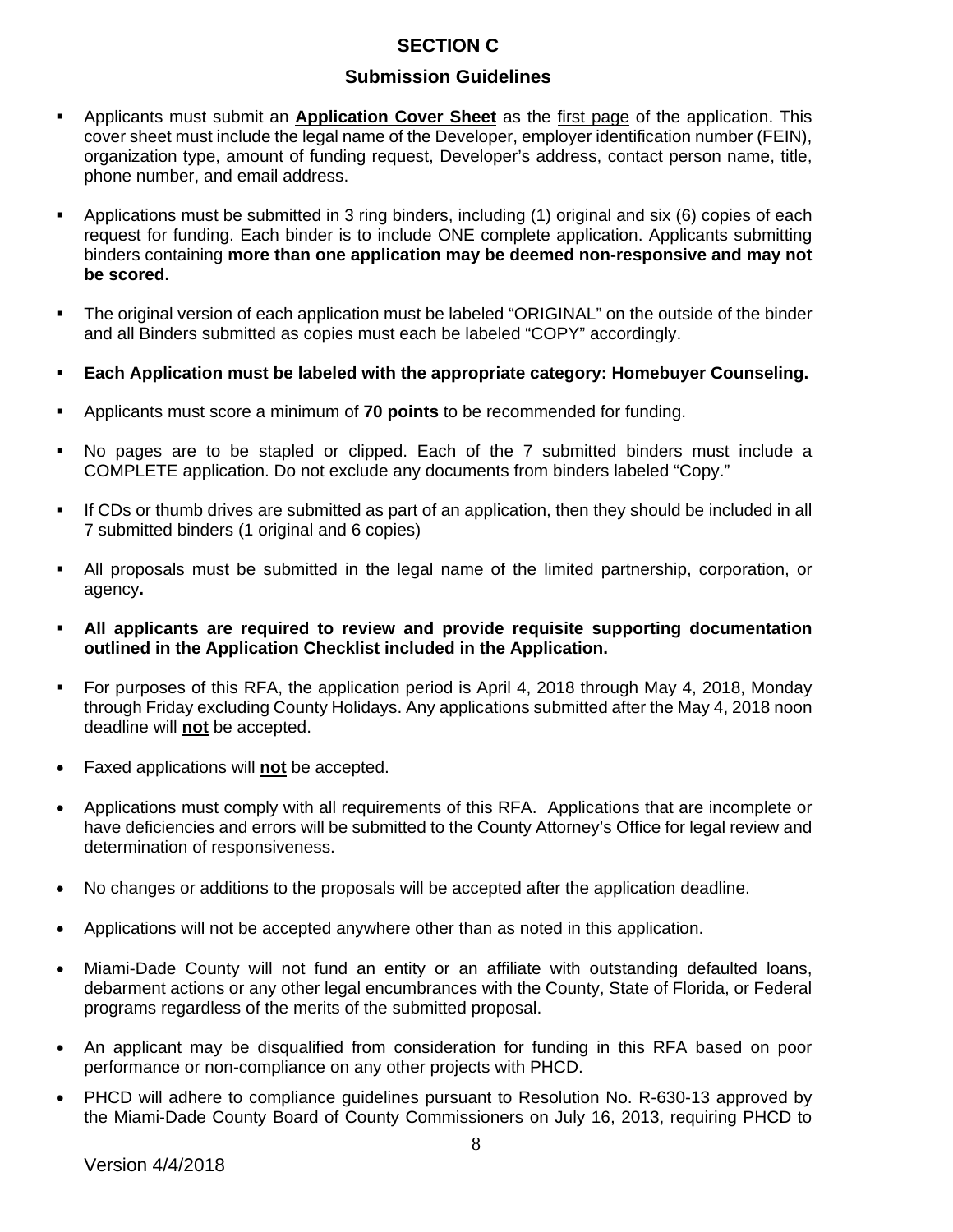# SECTION C

## Submission Guidelines

- Applicants must submit an **Application Cover Sheet** as the first page of the application. This cover sheet must include the legal name of the Developer, employer identification number (FEIN), organization type, amount of funding request, Developer's address, contact person name, title, phone number, and email address.
- Applications must be submitted in 3 ring binders, including (1) original and six (6) copies of each request for funding. Each binder is to include ONE complete application. Applicants submitting binders containing **more than one application may be deemed non-responsive and may not be scored.**
- The original version of each application must be labeled "ORIGINAL" on the outside of the binder and all Binders submitted as copies must each be labeled "COPY" accordingly.
- **Each Application must be labeled with the appropriate category: Homebuyer Counseling.**
- Applicants must score a minimum of **70 points** to be recommended for funding.
- No pages are to be stapled or clipped. Each of the 7 submitted binders must include a COMPLETE application. Do not exclude any documents from binders labeled "Copy."
- If CDs or thumb drives are submitted as part of an application, then they should be included in all 7 submitted binders (1 original and 6 copies)
- All proposals must be submitted in the legal name of the limited partnership, corporation, or agency**.**
- **All applicants are required to review and provide requisite supporting documentation outlined in the Application Checklist included in the Application.**
- For purposes of this RFA, the application period is April 4, 2018 through May 4, 2018, Monday through Friday excluding County Holidays. Any applications submitted after the May 4, 2018 noon deadline will **not** be accepted.
- Faxed applications will **not** be accepted.
- Applications must comply with all requirements of this RFA. Applications that are incomplete or have deficiencies and errors will be submitted to the County Attorney's Office for legal review and determination of responsiveness.
- No changes or additions to the proposals will be accepted after the application deadline.
- Applications will not be accepted anywhere other than as noted in this application.
- Miami-Dade County will not fund an entity or an affiliate with outstanding defaulted loans, debarment actions or any other legal encumbrances with the County, State of Florida, or Federal programs regardless of the merits of the submitted proposal.
- An applicant may be disqualified from consideration for funding in this RFA based on poor performance or non-compliance on any other projects with PHCD.
- PHCD will adhere to compliance guidelines pursuant to Resolution No. R-630-13 approved by the Miami-Dade County Board of County Commissioners on July 16, 2013, requiring PHCD to

Version 4/4/2018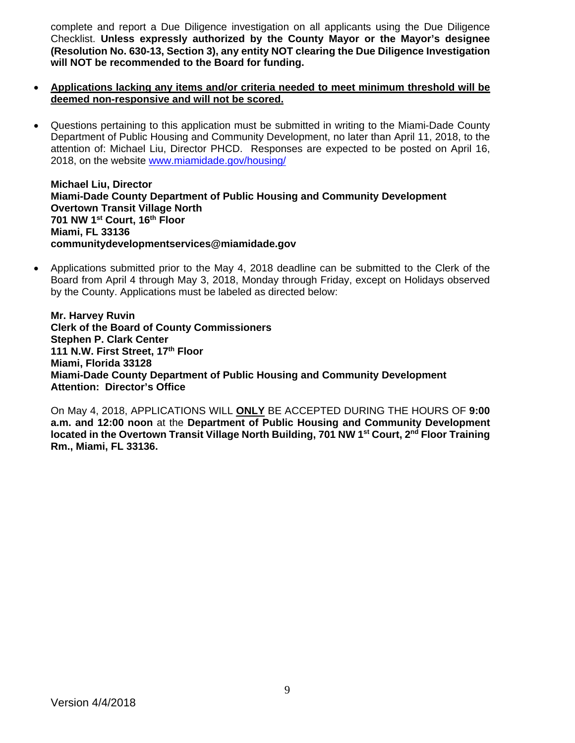complete and report a Due Diligence investigation on all applicants using the Due Diligence Checklist. **Unless expressly authorized by the County Mayor or the Mayor's designee (Resolution No. 630-13, Section 3), any entity NOT clearing the Due Diligence Investigation will NOT be recommended to the Board for funding.**

- **Applications lacking any items and/or criteria needed to meet minimum threshold will be deemed non-responsive and will not be scored.**

- Questions pertaining to this application must be submitted in writing to the Miami-Dade County Department of Public Housing and Community Development, no later than April 11, 2018, to the attention of: Michael Liu, Director PHCD. Responses are expected to be posted on April 16, 2018, on the website www.miamidade.gov/housing/

  **Michael Liu, Director**
  **Miami-Dade County Department of Public Housing and Community Development**
  **Overtown Transit Village North**
  **701 NW 1st Court, 16th Floor**
  **Miami, FL 33136**
  **communitydevelopmentservices@miamidade.gov**

- Applications submitted prior to the May 4, 2018 deadline can be submitted to the Clerk of the Board from April 4 through May 3, 2018, Monday through Friday, except on Holidays observed by the County. Applications must be labeled as directed below:

  **Mr. Harvey Ruvin**
  **Clerk of the Board of County Commissioners**
  **Stephen P. Clark Center**
  **111 N.W. First Street, 17th Floor**
  **Miami, Florida 33128**
  **Miami-Dade County Department of Public Housing and Community Development**
  **Attention: Director's Office**

  On May 4, 2018, APPLICATIONS WILL **ONLY** BE ACCEPTED DURING THE HOURS OF **9:00 a.m. and 12:00 noon** at the **Department of Public Housing and Community Development located in the Overtown Transit Village North Building, 701 NW 1st Court, 2nd Floor Training Rm., Miami, FL 33136.**

Version 4/4/2018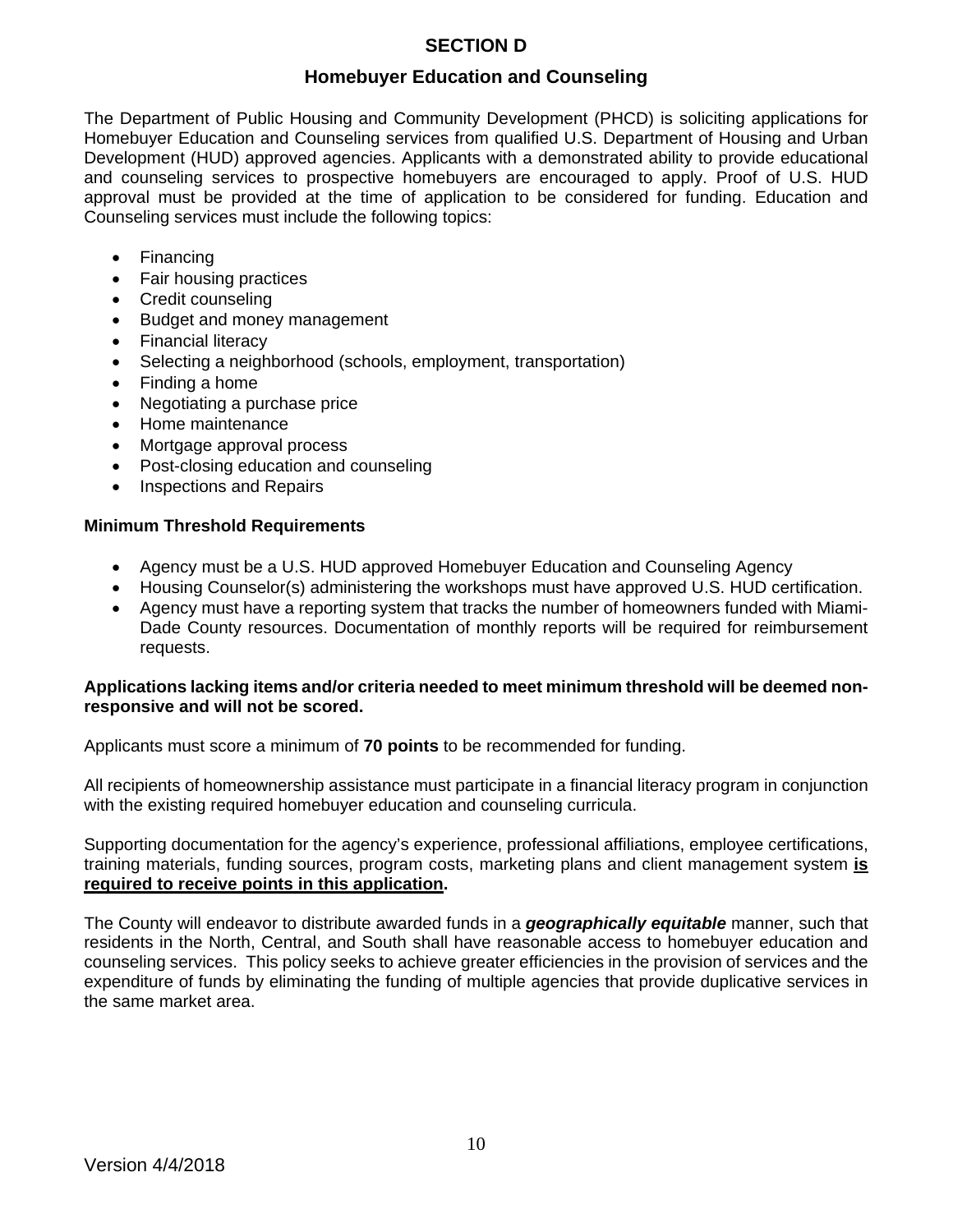## SECTION D

### Homebuyer Education and Counseling

The Department of Public Housing and Community Development (PHCD) is soliciting applications for Homebuyer Education and Counseling services from qualified U.S. Department of Housing and Urban Development (HUD) approved agencies. Applicants with a demonstrated ability to provide educational and counseling services to prospective homebuyers are encouraged to apply. Proof of U.S. HUD approval must be provided at the time of application to be considered for funding. Education and Counseling services must include the following topics:

- Financing
- Fair housing practices
- Credit counseling
- Budget and money management
- Financial literacy
- Selecting a neighborhood (schools, employment, transportation)
- Finding a home
- Negotiating a purchase price
- Home maintenance
- Mortgage approval process
- Post-closing education and counseling
- Inspections and Repairs

**Minimum Threshold Requirements**

- Agency must be a U.S. HUD approved Homebuyer Education and Counseling Agency
- Housing Counselor(s) administering the workshops must have approved U.S. HUD certification.
- Agency must have a reporting system that tracks the number of homeowners funded with Miami-Dade County resources. Documentation of monthly reports will be required for reimbursement requests.

**Applications lacking items and/or criteria needed to meet minimum threshold will be deemed non-responsive and will not be scored.**

Applicants must score a minimum of **70 points** to be recommended for funding.

All recipients of homeownership assistance must participate in a financial literacy program in conjunction with the existing required homebuyer education and counseling curricula.

Supporting documentation for the agency's experience, professional affiliations, employee certifications, training materials, funding sources, program costs, marketing plans and client management system **<u>is required to receive points in this application</u>.**

The County will endeavor to distribute awarded funds in a ***geographically equitable*** manner, such that residents in the North, Central, and South shall have reasonable access to homebuyer education and counseling services. This policy seeks to achieve greater efficiencies in the provision of services and the expenditure of funds by eliminating the funding of multiple agencies that provide duplicative services in the same market area.

Version 4/4/2018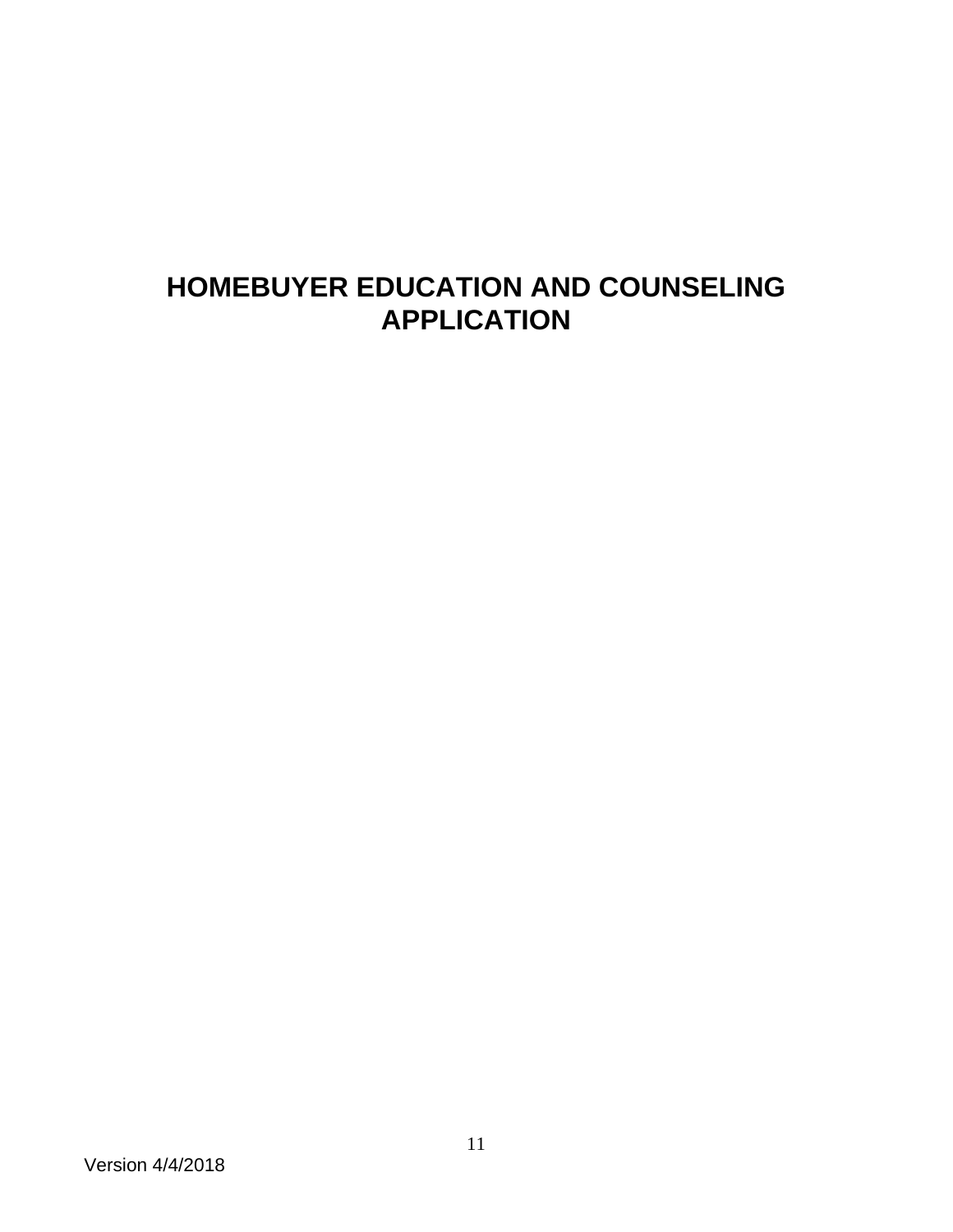# HOMEBUYER EDUCATION AND COUNSELING APPLICATION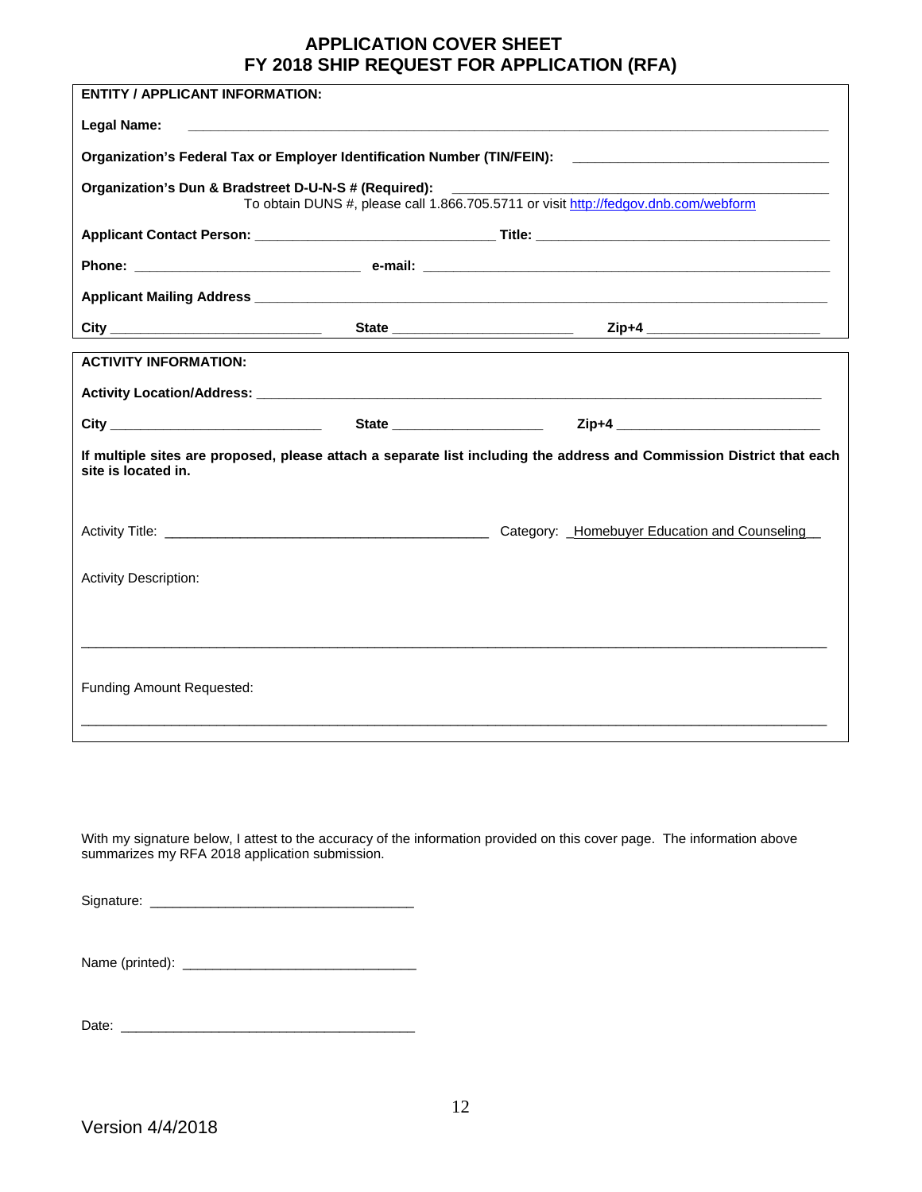# APPLICATION COVER SHEET
# FY 2018 SHIP REQUEST FOR APPLICATION (RFA)

**ENTITY / APPLICANT INFORMATION:**

**Legal Name:** ______________________________________________________________________

**Organization's Federal Tax or Employer Identification Number (TIN/FEIN):** ______________________________

**Organization's Dun & Bradstreet D-U-N-S # (Required):** ______________________________________
To obtain DUNS #, please call 1.866.705.5711 or visit http://fedgov.dnb.com/webform

**Applicant Contact Person:** ______________________________ **Title:** ______________________________

**Phone:** ____________________________ **e-mail:** ________________________________________________

**Applicant Mailing Address** ______________________________________________________________________

**City** __________________________ **State** ______________________ **Zip+4** ______________________

**ACTIVITY INFORMATION:**

**Activity Location/Address:** ______________________________________________________________________

**City** __________________________ **State** ____________________ **Zip+4** __________________________

**If multiple sites are proposed, please attach a separate list including the address and Commission District that each site is located in.**

Activity Title: ________________________________________ Category: _Homebuyer Education and Counseling__

Activity Description:

______________________________________________________________________________________________

Funding Amount Requested:

______________________________________________________________________________________________

With my signature below, I attest to the accuracy of the information provided on this cover page. The information above summarizes my RFA 2018 application submission.

Signature: __________________________________

Name (printed): ______________________________

Date: ______________________________________

Version 4/4/2018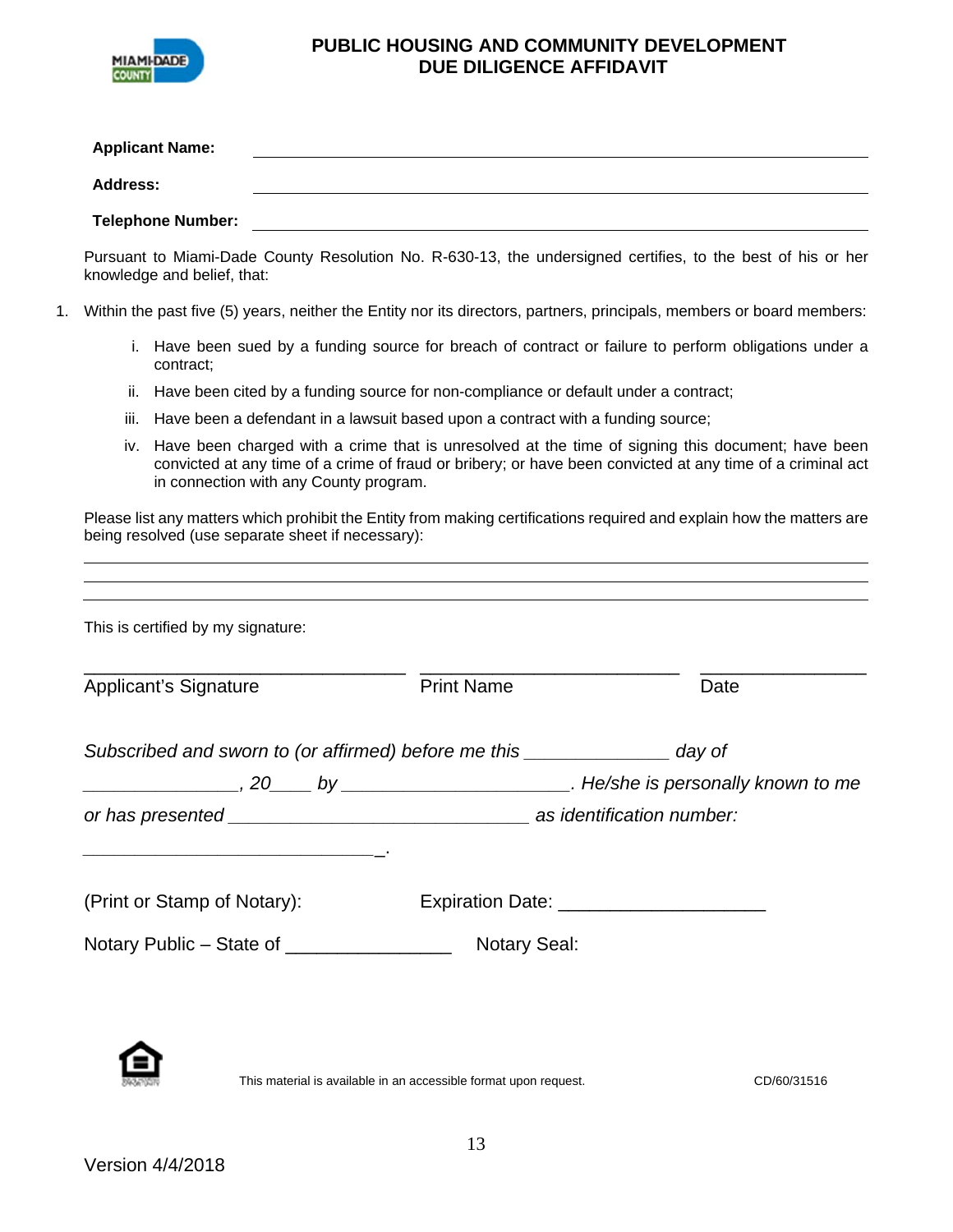# PUBLIC HOUSING AND COMMUNITY DEVELOPMENT
## DUE DILIGENCE AFFIDAVIT

**Applicant Name:** ______________________________________________

**Address:** ______________________________________________

**Telephone Number:** ______________________________________________

Pursuant to Miami-Dade County Resolution No. R-630-13, the undersigned certifies, to the best of his or her knowledge and belief, that:

1. Within the past five (5) years, neither the Entity nor its directors, partners, principals, members or board members:

   i. Have been sued by a funding source for breach of contract or failure to perform obligations under a contract;

   ii. Have been cited by a funding source for non-compliance or default under a contract;

   iii. Have been a defendant in a lawsuit based upon a contract with a funding source;

   iv. Have been charged with a crime that is unresolved at the time of signing this document; have been convicted at any time of a crime of fraud or bribery; or have been convicted at any time of a criminal act in connection with any County program.

Please list any matters which prohibit the Entity from making certifications required and explain how the matters are being resolved (use separate sheet if necessary):

______________________________________________

______________________________________________

______________________________________________

This is certified by my signature:

| ______________________________ | ______________________________ | ________________ |
|---|---|---|
| Applicant's Signature | Print Name | Date |

*Subscribed and sworn to (or affirmed) before me this ______________ day of ______________, 20____ by ______________________. He/she is personally known to me or has presented ______________________________ as identification number: ______________________________.*

(Print or Stamp of Notary): Expiration Date: ____________________

Notary Public – State of ________________ Notary Seal:

This material is available in an accessible format upon request.

CD/60/31516

Version 4/4/2018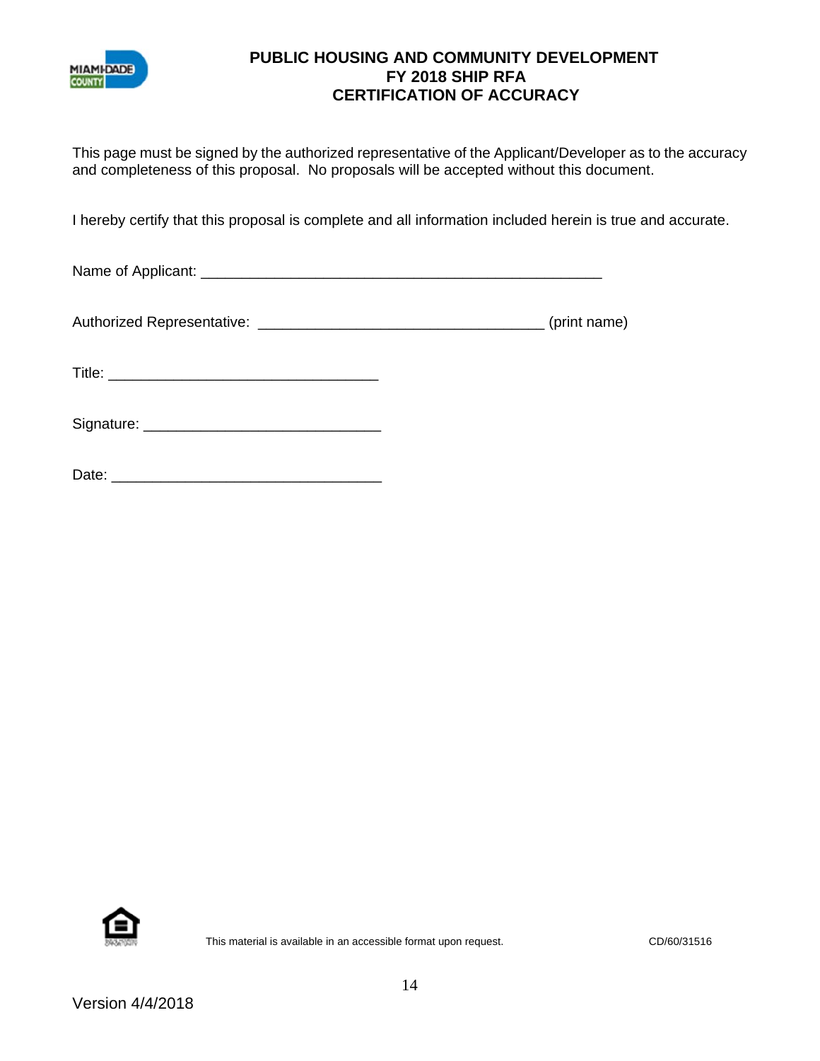# PUBLIC HOUSING AND COMMUNITY DEVELOPMENT
## FY 2018 SHIP RFA
## CERTIFICATION OF ACCURACY

This page must be signed by the authorized representative of the Applicant/Developer as to the accuracy and completeness of this proposal. No proposals will be accepted without this document.

I hereby certify that this proposal is complete and all information included herein is true and accurate.

Name of Applicant: ___________________________________________________

Authorized Representative: ____________________________________ (print name)

Title: ________________________________

Signature: ____________________________

Date: ________________________________

This material is available in an accessible format upon request.

CD/60/31516

Version 4/4/2018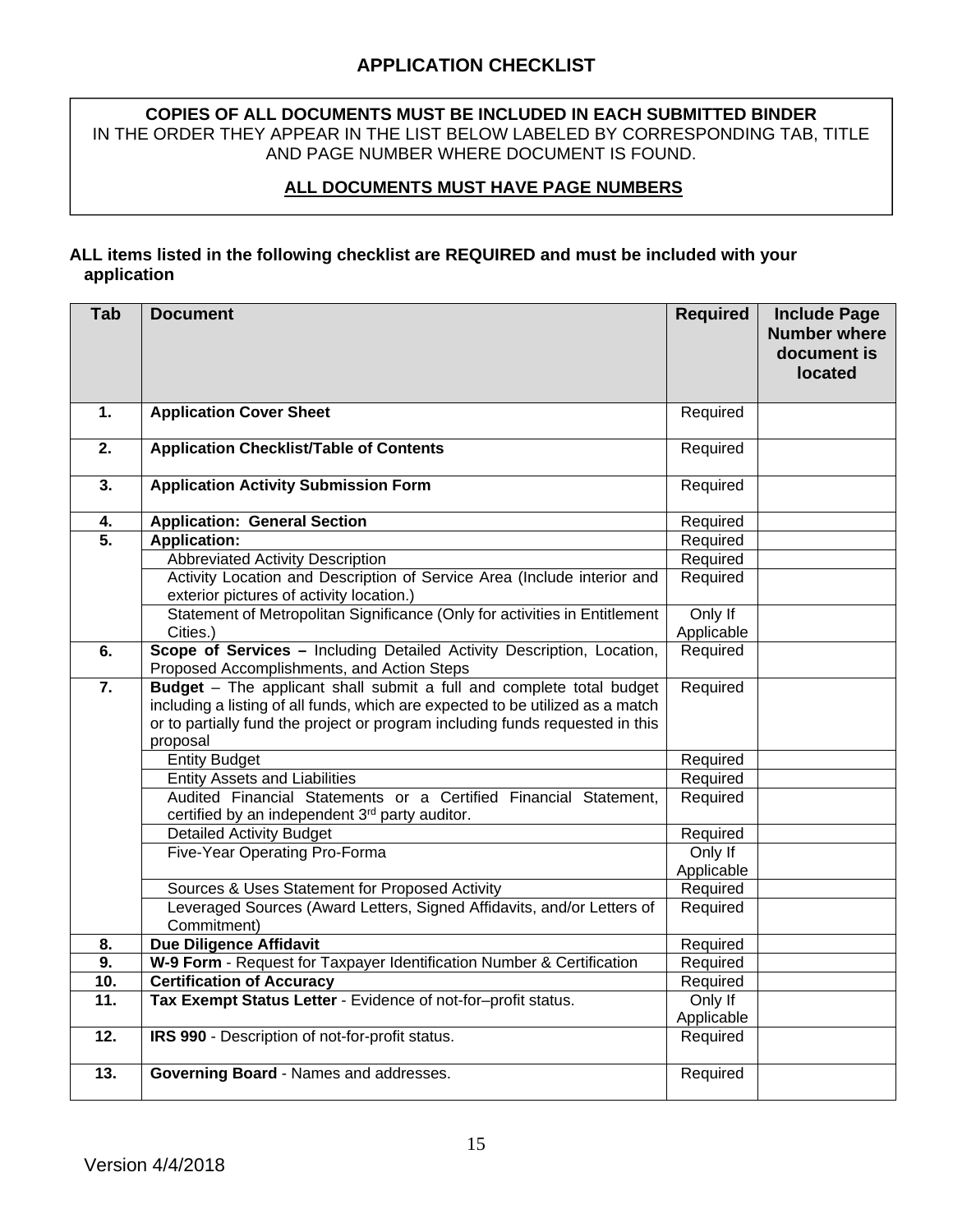## APPLICATION CHECKLIST

**COPIES OF ALL DOCUMENTS MUST BE INCLUDED IN EACH SUBMITTED BINDER**
IN THE ORDER THEY APPEAR IN THE LIST BELOW LABELED BY CORRESPONDING TAB, TITLE AND PAGE NUMBER WHERE DOCUMENT IS FOUND.

**ALL DOCUMENTS MUST HAVE PAGE NUMBERS**

**ALL items listed in the following checklist are REQUIRED and must be included with your application**

| Tab | Document | Required | Include Page Number where document is located |
|---|---|---|---|
| **1.** | **Application Cover Sheet** | Required | |
| **2.** | **Application Checklist/Table of Contents** | Required | |
| **3.** | **Application Activity Submission Form** | Required | |
| **4.** | **Application: General Section** | Required | |
| **5.** | **Application:** | Required | |
| | Abbreviated Activity Description | Required | |
| | Activity Location and Description of Service Area (Include interior and exterior pictures of activity location.) | Required | |
| | Statement of Metropolitan Significance (Only for activities in Entitlement Cities.) | Only If Applicable | |
| **6.** | **Scope of Services –** Including Detailed Activity Description, Location, Proposed Accomplishments, and Action Steps | Required | |
| **7.** | **Budget** – The applicant shall submit a full and complete total budget including a listing of all funds, which are expected to be utilized as a match or to partially fund the project or program including funds requested in this proposal | Required | |
| | Entity Budget | Required | |
| | Entity Assets and Liabilities | Required | |
| | Audited Financial Statements or a Certified Financial Statement, certified by an independent 3rd party auditor. | Required | |
| | Detailed Activity Budget | Required | |
| | Five-Year Operating Pro-Forma | Only If Applicable | |
| | Sources & Uses Statement for Proposed Activity | Required | |
| | Leveraged Sources (Award Letters, Signed Affidavits, and/or Letters of Commitment) | Required | |
| **8.** | **Due Diligence Affidavit** | Required | |
| **9.** | **W-9 Form** - Request for Taxpayer Identification Number & Certification | Required | |
| **10.** | **Certification of Accuracy** | Required | |
| **11.** | **Tax Exempt Status Letter** - Evidence of not-for–profit status. | Only If Applicable | |
| **12.** | **IRS 990** - Description of not-for-profit status. | Required | |
| **13.** | **Governing Board** - Names and addresses. | Required | |

Version 4/4/2018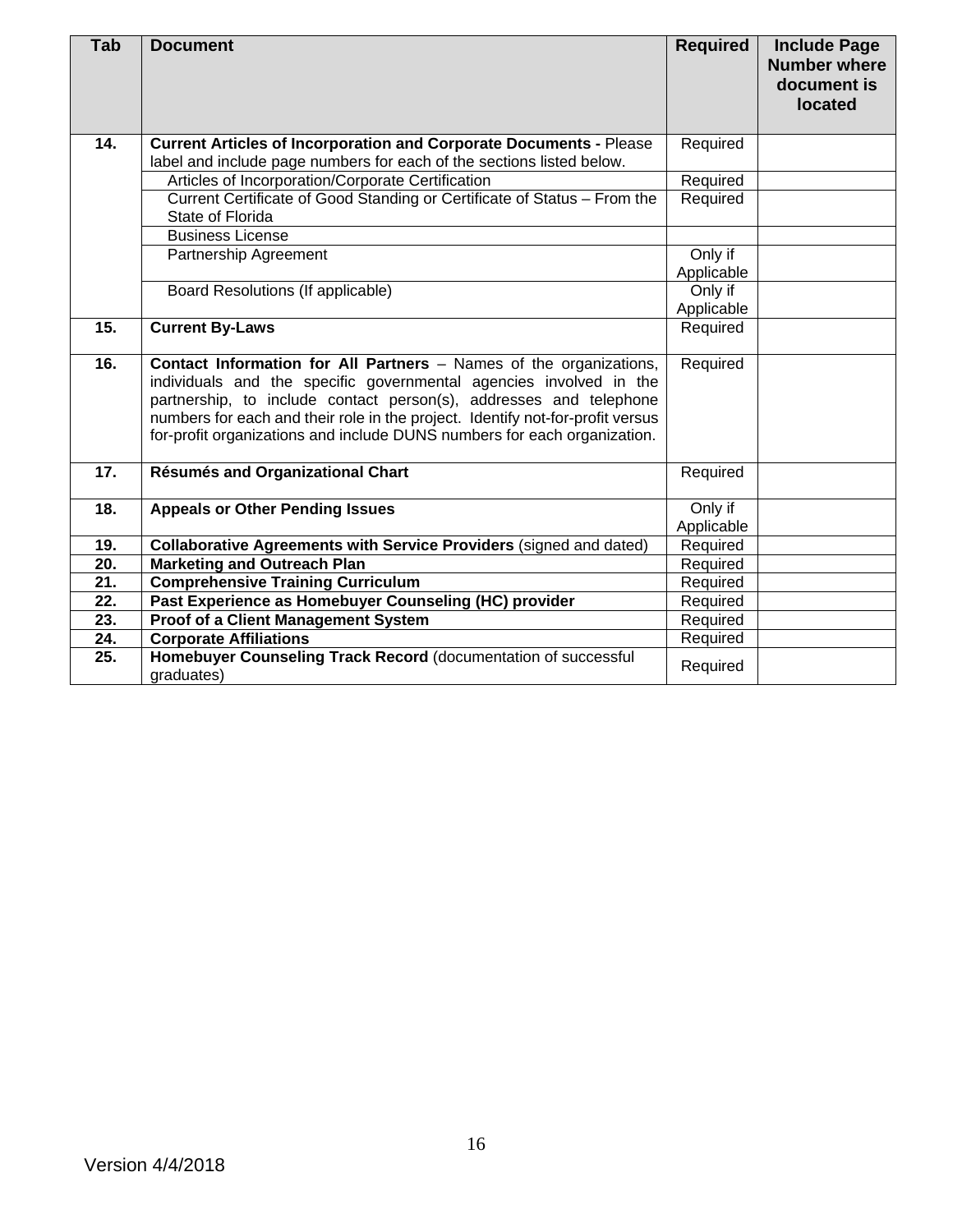| Tab | Document | Required | Include Page Number where document is located |
|---|---|---|---|
| 14. | **Current Articles of Incorporation and Corporate Documents -** Please label and include page numbers for each of the sections listed below. | Required | |
| | Articles of Incorporation/Corporate Certification | Required | |
| | Current Certificate of Good Standing or Certificate of Status – From the State of Florida | Required | |
| | Business License | | |
| | Partnership Agreement | Only if Applicable | |
| | Board Resolutions (If applicable) | Only if Applicable | |
| 15. | **Current By-Laws** | Required | |
| 16. | **Contact Information for All Partners** – Names of the organizations, individuals and the specific governmental agencies involved in the partnership, to include contact person(s), addresses and telephone numbers for each and their role in the project. Identify not-for-profit versus for-profit organizations and include DUNS numbers for each organization. | Required | |
| 17. | **Résumés and Organizational Chart** | Required | |
| 18. | **Appeals or Other Pending Issues** | Only if Applicable | |
| 19. | **Collaborative Agreements with Service Providers** (signed and dated) | Required | |
| 20. | **Marketing and Outreach Plan** | Required | |
| 21. | **Comprehensive Training Curriculum** | Required | |
| 22. | **Past Experience as Homebuyer Counseling (HC) provider** | Required | |
| 23. | **Proof of a Client Management System** | Required | |
| 24. | **Corporate Affiliations** | Required | |
| 25. | **Homebuyer Counseling Track Record** (documentation of successful graduates) | Required | |

Version 4/4/2018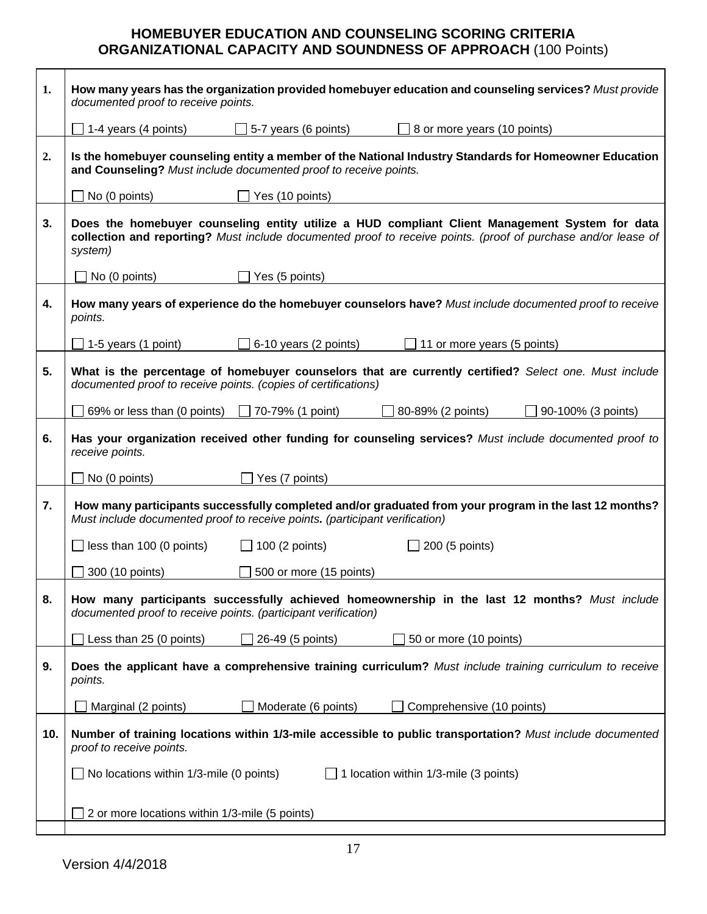# HOMEBUYER EDUCATION AND COUNSELING SCORING CRITERIA
## ORGANIZATIONAL CAPACITY AND SOUNDNESS OF APPROACH (100 Points)

| | |
|---|---|
| **1.** | **How many years has the organization provided homebuyer education and counseling services?** *Must provide documented proof to receive points.* |
| | ☐ 1-4 years (4 points) ☐ 5-7 years (6 points) ☐ 8 or more years (10 points) |
| **2.** | **Is the homebuyer counseling entity a member of the National Industry Standards for Homeowner Education and Counseling?** *Must include documented proof to receive points.* |
| | ☐ No (0 points) ☐ Yes (10 points) |
| **3.** | **Does the homebuyer counseling entity utilize a HUD compliant Client Management System for data collection and reporting?** *Must include documented proof to receive points. (proof of purchase and/or lease of system)* |
| | ☐ No (0 points) ☐ Yes (5 points) |
| **4.** | **How many years of experience do the homebuyer counselors have?** *Must include documented proof to receive points.* |
| | ☐ 1-5 years (1 point) ☐ 6-10 years (2 points) ☐ 11 or more years (5 points) |
| **5.** | **What is the percentage of homebuyer counselors that are currently certified?** *Select one. Must include documented proof to receive points. (copies of certifications)* |
| | ☐ 69% or less than (0 points) ☐ 70-79% (1 point) ☐ 80-89% (2 points) ☐ 90-100% (3 points) |
| **6.** | **Has your organization received other funding for counseling services?** *Must include documented proof to receive points.* |
| | ☐ No (0 points) ☐ Yes (7 points) |
| **7.** | **How many participants successfully completed and/or graduated from your program in the last 12 months?** *Must include documented proof to receive points. (participant verification)* |
| | ☐ less than 100 (0 points) ☐ 100 (2 points) ☐ 200 (5 points) |
| | ☐ 300 (10 points) ☐ 500 or more (15 points) |
| **8.** | **How many participants successfully achieved homeownership in the last 12 months?** *Must include documented proof to receive points. (participant verification)* |
| | ☐ Less than 25 (0 points) ☐ 26-49 (5 points) ☐ 50 or more (10 points) |
| **9.** | **Does the applicant have a comprehensive training curriculum?** *Must include training curriculum to receive points.* |
| | ☐ Marginal (2 points) ☐ Moderate (6 points) ☐ Comprehensive (10 points) |
| **10.** | **Number of training locations within 1/3-mile accessible to public transportation?** *Must include documented proof to receive points.* |
| | ☐ No locations within 1/3-mile (0 points) ☐ 1 location within 1/3-mile (3 points) |
| | ☐ 2 or more locations within 1/3-mile (5 points) |
| | |

Version 4/4/2018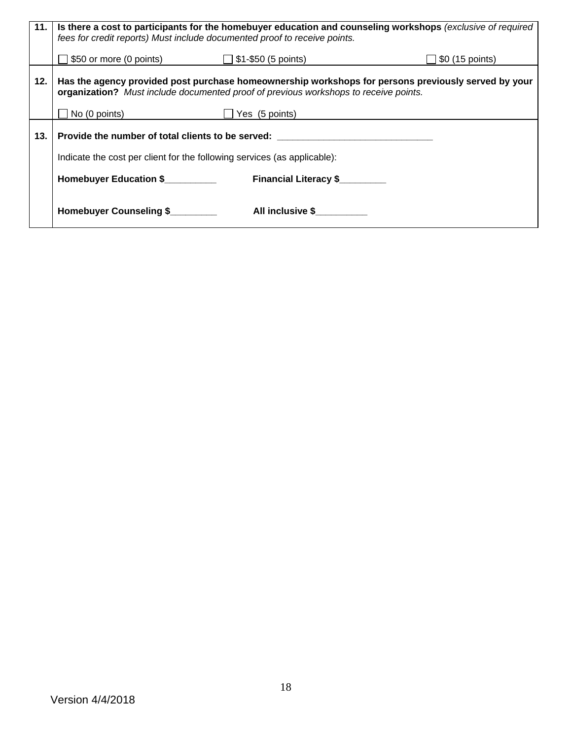| | |
|---|---|
| **11.** | **Is there a cost to participants for the homebuyer education and counseling workshops** *(exclusive of required fees for credit reports) Must include documented proof to receive points.*<br><br>☐ $50 or more (0 points) ☐ $1-$50 (5 points) ☐ $0 (15 points) |
| **12.** | **Has the agency provided post purchase homeownership workshops for persons previously served by your organization?** *Must include documented proof of previous workshops to receive points.*<br><br>☐ No (0 points) ☐ Yes (5 points) |
| **13.** | **Provide the number of total clients to be served: ______________________________**<br><br>Indicate the cost per client for the following services (as applicable):<br><br>**Homebuyer Education $__________** **Financial Literacy $_________**<br><br>**Homebuyer Counseling $_________** **All inclusive $__________** |

Version 4/4/2018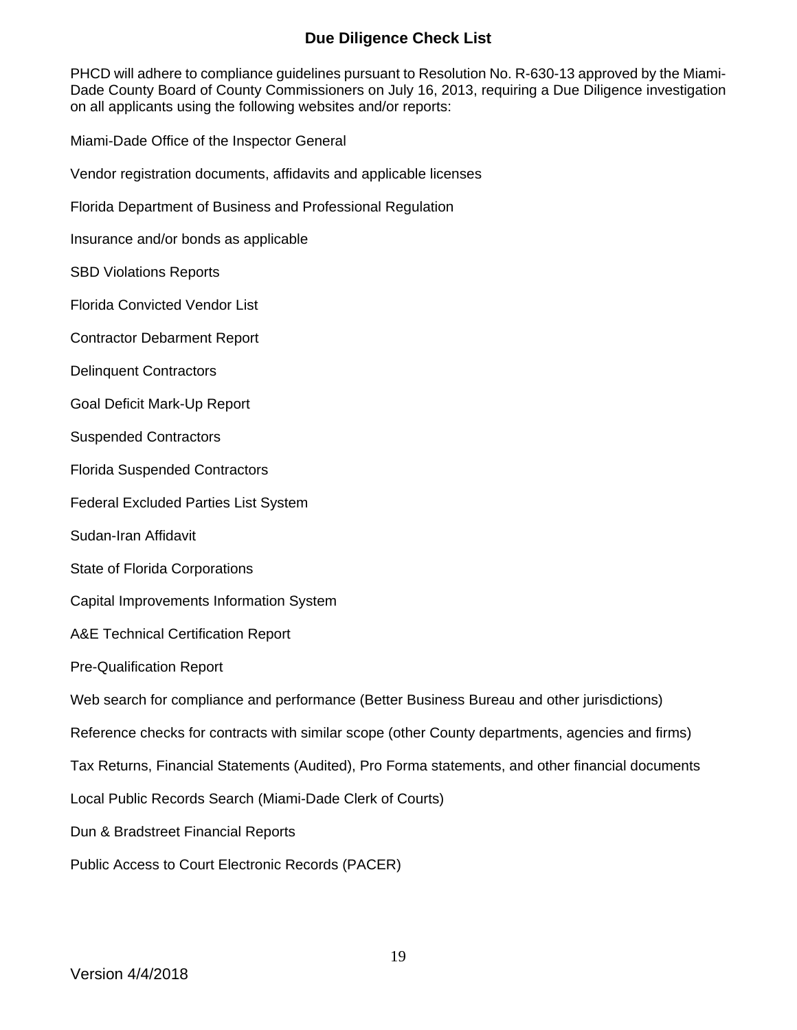# Due Diligence Check List

PHCD will adhere to compliance guidelines pursuant to Resolution No. R-630-13 approved by the Miami-Dade County Board of County Commissioners on July 16, 2013, requiring a Due Diligence investigation on all applicants using the following websites and/or reports:

Miami-Dade Office of the Inspector General

Vendor registration documents, affidavits and applicable licenses

Florida Department of Business and Professional Regulation

Insurance and/or bonds as applicable

SBD Violations Reports

Florida Convicted Vendor List

Contractor Debarment Report

Delinquent Contractors

Goal Deficit Mark-Up Report

Suspended Contractors

Florida Suspended Contractors

Federal Excluded Parties List System

Sudan-Iran Affidavit

State of Florida Corporations

Capital Improvements Information System

A&E Technical Certification Report

Pre-Qualification Report

Web search for compliance and performance (Better Business Bureau and other jurisdictions)

Reference checks for contracts with similar scope (other County departments, agencies and firms)

Tax Returns, Financial Statements (Audited), Pro Forma statements, and other financial documents

Local Public Records Search (Miami-Dade Clerk of Courts)

Dun & Bradstreet Financial Reports

Public Access to Court Electronic Records (PACER)

Version 4/4/2018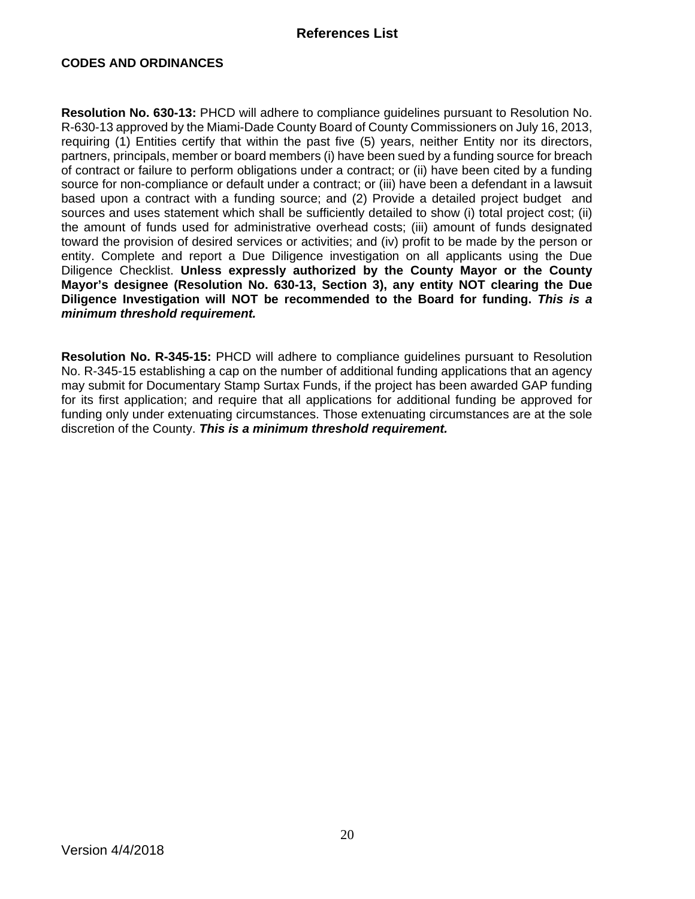## References List

### CODES AND ORDINANCES

**Resolution No. 630-13:** PHCD will adhere to compliance guidelines pursuant to Resolution No. R-630-13 approved by the Miami-Dade County Board of County Commissioners on July 16, 2013, requiring (1) Entities certify that within the past five (5) years, neither Entity nor its directors, partners, principals, member or board members (i) have been sued by a funding source for breach of contract or failure to perform obligations under a contract; or (ii) have been cited by a funding source for non-compliance or default under a contract; or (iii) have been a defendant in a lawsuit based upon a contract with a funding source; and (2) Provide a detailed project budget and sources and uses statement which shall be sufficiently detailed to show (i) total project cost; (ii) the amount of funds used for administrative overhead costs; (iii) amount of funds designated toward the provision of desired services or activities; and (iv) profit to be made by the person or entity. Complete and report a Due Diligence investigation on all applicants using the Due Diligence Checklist. **Unless expressly authorized by the County Mayor or the County Mayor's designee (Resolution No. 630-13, Section 3), any entity NOT clearing the Due Diligence Investigation will NOT be recommended to the Board for funding.** ***This is a minimum threshold requirement.***

**Resolution No. R-345-15:** PHCD will adhere to compliance guidelines pursuant to Resolution No. R-345-15 establishing a cap on the number of additional funding applications that an agency may submit for Documentary Stamp Surtax Funds, if the project has been awarded GAP funding for its first application; and require that all applications for additional funding be approved for funding only under extenuating circumstances. Those extenuating circumstances are at the sole discretion of the County. ***This is a minimum threshold requirement.***

Version 4/4/2018